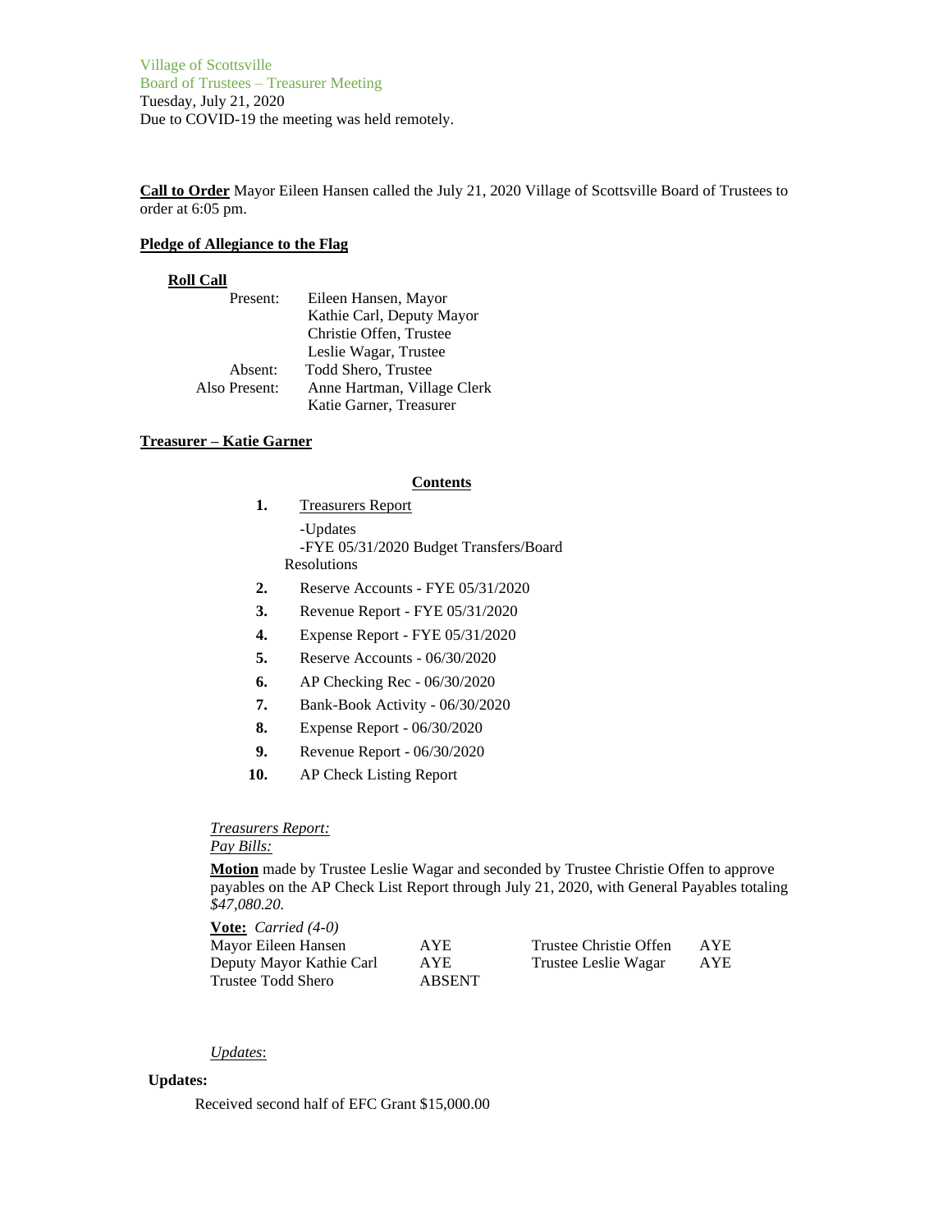Village of Scottsville
Board of Trustees – Treasurer Meeting
Tuesday, July 21, 2020
Due to COVID-19 the meeting was held remotely.

**Call to Order** Mayor Eileen Hansen called the July 21, 2020 Village of Scottsville Board of Trustees to order at 6:05 pm.

**Pledge of Allegiance to the Flag**

**Roll Call**

| | |
|---|---|
| Present: | Eileen Hansen, Mayor |
| | Kathie Carl, Deputy Mayor |
| | Christie Offen, Trustee |
| | Leslie Wagar, Trustee |
| Absent: | Todd Shero, Trustee |
| Also Present: | Anne Hartman, Village Clerk |
| | Katie Garner, Treasurer |

**Treasurer – Katie Garner**

**Contents**

1. Treasurers Report
   -Updates
   -FYE 05/31/2020 Budget Transfers/Board Resolutions
2. Reserve Accounts - FYE 05/31/2020
3. Revenue Report - FYE 05/31/2020
4. Expense Report - FYE 05/31/2020
5. Reserve Accounts - 06/30/2020
6. AP Checking Rec - 06/30/2020
7. Bank-Book Activity - 06/30/2020
8. Expense Report - 06/30/2020
9. Revenue Report - 06/30/2020
10. AP Check Listing Report

*Treasurers Report:*
*Pay Bills:*

**Motion** made by Trustee Leslie Wagar and seconded by Trustee Christie Offen to approve payables on the AP Check List Report through July 21, 2020, with General Payables totaling *$47,080.20.*

**Vote:** *Carried (4-0)*

| | | | |
|---|---|---|---|
| Mayor Eileen Hansen | AYE | Trustee Christie Offen | AYE |
| Deputy Mayor Kathie Carl | AYE | Trustee Leslie Wagar | AYE |
| Trustee Todd Shero | ABSENT | | |

*Updates*:

**Updates:**

Received second half of EFC Grant $15,000.00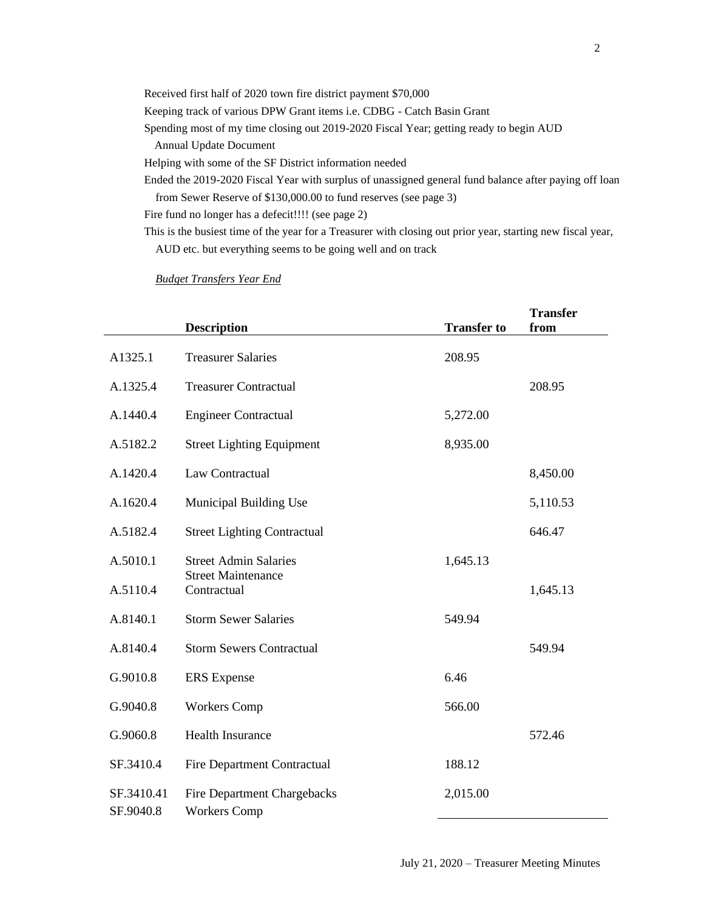Received first half of 2020 town fire district payment $70,000

Keeping track of various DPW Grant items i.e. CDBG - Catch Basin Grant

Spending most of my time closing out 2019-2020 Fiscal Year; getting ready to begin AUD Annual Update Document

Helping with some of the SF District information needed

Ended the 2019-2020 Fiscal Year with surplus of unassigned general fund balance after paying off loan from Sewer Reserve of $130,000.00 to fund reserves (see page 3)

Fire fund no longer has a defecit!!!! (see page 2)

This is the busiest time of the year for a Treasurer with closing out prior year, starting new fiscal year, AUD etc. but everything seems to be going well and on track

*Budget Transfers Year End*

| | Description | Transfer to | Transfer from |
|---|---|---|---|
| A1325.1 | Treasurer Salaries | 208.95 | |
| A.1325.4 | Treasurer Contractual | | 208.95 |
| A.1440.4 | Engineer Contractual | 5,272.00 | |
| A.5182.2 | Street Lighting Equipment | 8,935.00 | |
| A.1420.4 | Law Contractual | | 8,450.00 |
| A.1620.4 | Municipal Building Use | | 5,110.53 |
| A.5182.4 | Street Lighting Contractual | | 646.47 |
| A.5010.1 | Street Admin Salaries | 1,645.13 | |
| A.5110.4 | Street Maintenance Contractual | | 1,645.13 |
| A.8140.1 | Storm Sewer Salaries | 549.94 | |
| A.8140.4 | Storm Sewers Contractual | | 549.94 |
| G.9010.8 | ERS Expense | 6.46 | |
| G.9040.8 | Workers Comp | 566.00 | |
| G.9060.8 | Health Insurance | | 572.46 |
| SF.3410.4 | Fire Department Contractual | 188.12 | |
| SF.3410.41 | Fire Department Chargebacks | 2,015.00 | |
| SF.9040.8 | Workers Comp | | |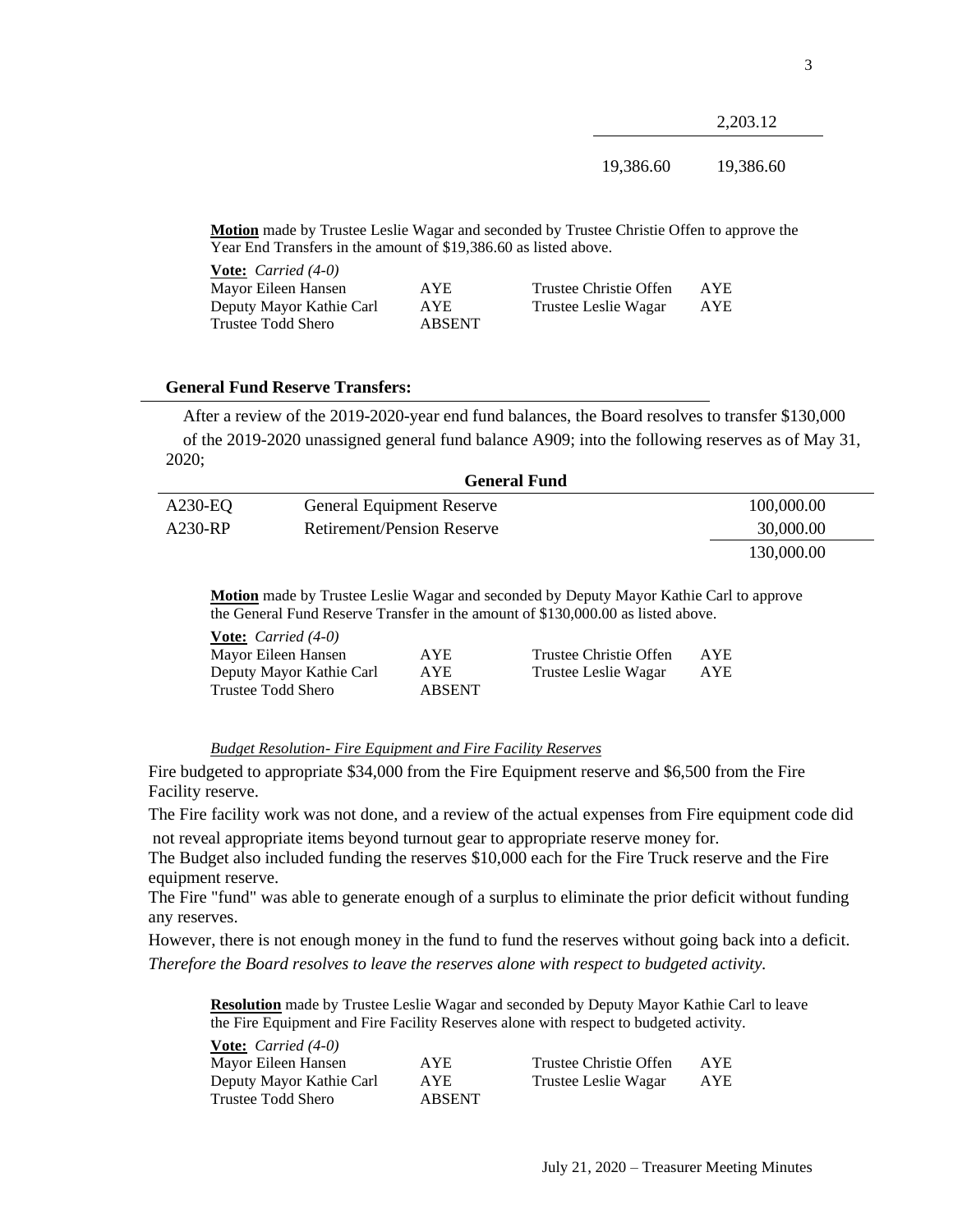| | |
|---|---|
| | 2,203.12 |
| 19,386.60 | 19,386.60 |

**Motion** made by Trustee Leslie Wagar and seconded by Trustee Christie Offen to approve the Year End Transfers in the amount of $19,386.60 as listed above.

**Vote:** *Carried (4-0)*

| | | | |
|---|---|---|---|
| Mayor Eileen Hansen | AYE | Trustee Christie Offen | AYE |
| Deputy Mayor Kathie Carl | AYE | Trustee Leslie Wagar | AYE |
| Trustee Todd Shero | ABSENT | | |

**General Fund Reserve Transfers:**

After a review of the 2019-2020-year end fund balances, the Board resolves to transfer $130,000 of the 2019-2020 unassigned general fund balance A909; into the following reserves as of May 31, 2020;

| General Fund | | |
|---|---|---|
| A230-EQ | General Equipment Reserve | 100,000.00 |
| A230-RP | Retirement/Pension Reserve | 30,000.00 |
| | | 130,000.00 |

**Motion** made by Trustee Leslie Wagar and seconded by Deputy Mayor Kathie Carl to approve the General Fund Reserve Transfer in the amount of $130,000.00 as listed above.

**Vote:** *Carried (4-0)*

| | | | |
|---|---|---|---|
| Mayor Eileen Hansen | AYE | Trustee Christie Offen | AYE |
| Deputy Mayor Kathie Carl | AYE | Trustee Leslie Wagar | AYE |
| Trustee Todd Shero | ABSENT | | |

*Budget Resolution- Fire Equipment and Fire Facility Reserves*

Fire budgeted to appropriate $34,000 from the Fire Equipment reserve and $6,500 from the Fire Facility reserve.

The Fire facility work was not done, and a review of the actual expenses from Fire equipment code did not reveal appropriate items beyond turnout gear to appropriate reserve money for.

The Budget also included funding the reserves $10,000 each for the Fire Truck reserve and the Fire equipment reserve.

The Fire "fund" was able to generate enough of a surplus to eliminate the prior deficit without funding any reserves.

However, there is not enough money in the fund to fund the reserves without going back into a deficit.

*Therefore the Board resolves to leave the reserves alone with respect to budgeted activity.*

**Resolution** made by Trustee Leslie Wagar and seconded by Deputy Mayor Kathie Carl to leave the Fire Equipment and Fire Facility Reserves alone with respect to budgeted activity.

**Vote:** *Carried (4-0)*

| | | | |
|---|---|---|---|
| Mayor Eileen Hansen | AYE | Trustee Christie Offen | AYE |
| Deputy Mayor Kathie Carl | AYE | Trustee Leslie Wagar | AYE |
| Trustee Todd Shero | ABSENT | | |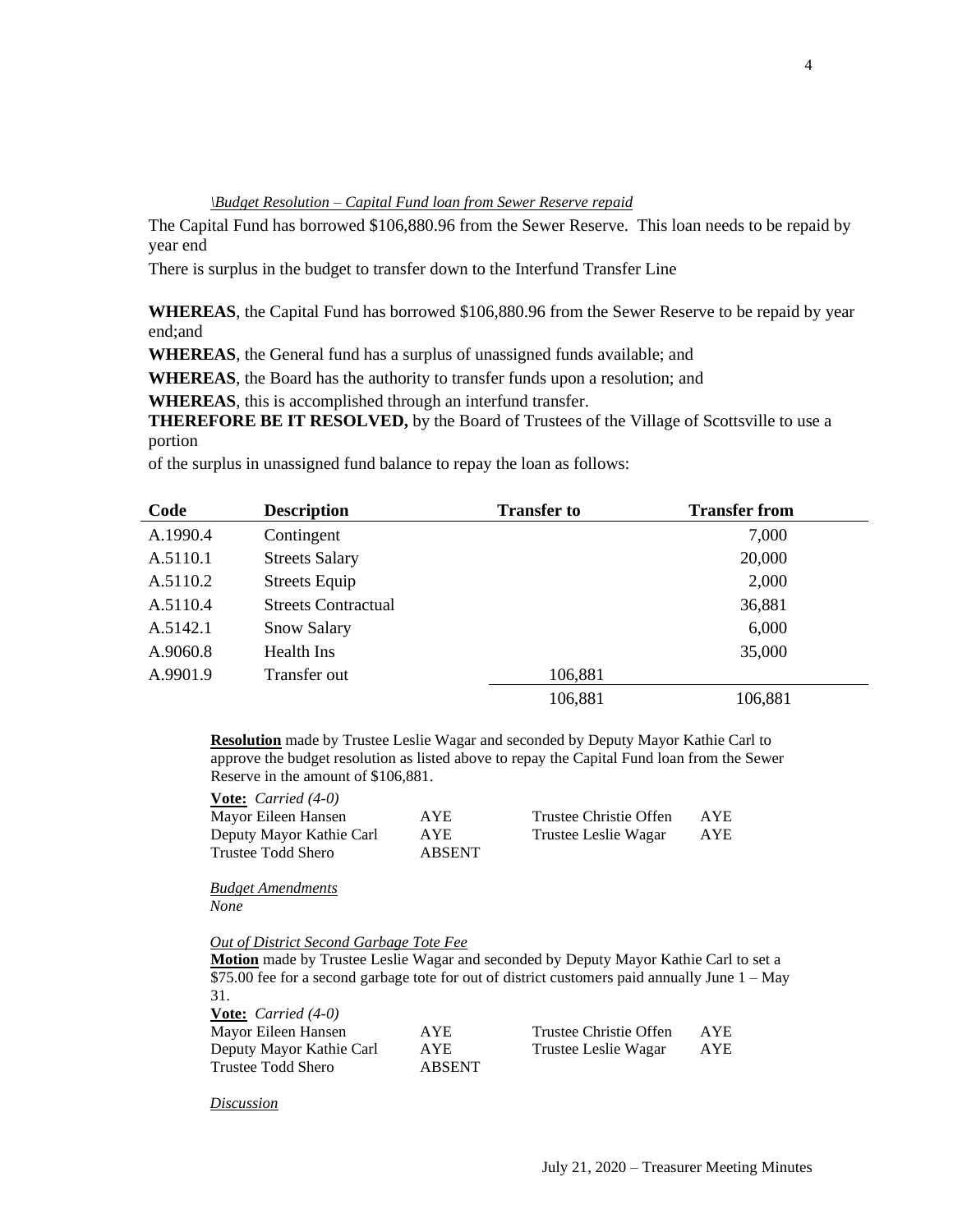*\Budget Resolution – Capital Fund loan from Sewer Reserve repaid*

The Capital Fund has borrowed $106,880.96 from the Sewer Reserve. This loan needs to be repaid by year end

There is surplus in the budget to transfer down to the Interfund Transfer Line

**WHEREAS**, the Capital Fund has borrowed $106,880.96 from the Sewer Reserve to be repaid by year end;and

**WHEREAS**, the General fund has a surplus of unassigned funds available; and

**WHEREAS**, the Board has the authority to transfer funds upon a resolution; and

**WHEREAS**, this is accomplished through an interfund transfer.

**THEREFORE BE IT RESOLVED,** by the Board of Trustees of the Village of Scottsville to use a portion

of the surplus in unassigned fund balance to repay the loan as follows:

| Code | Description | Transfer to | Transfer from |
|---|---|---|---|
| A.1990.4 | Contingent | | 7,000 |
| A.5110.1 | Streets Salary | | 20,000 |
| A.5110.2 | Streets Equip | | 2,000 |
| A.5110.4 | Streets Contractual | | 36,881 |
| A.5142.1 | Snow Salary | | 6,000 |
| A.9060.8 | Health Ins | | 35,000 |
| A.9901.9 | Transfer out | 106,881 | |
| | | 106,881 | 106,881 |

**Resolution** made by Trustee Leslie Wagar and seconded by Deputy Mayor Kathie Carl to approve the budget resolution as listed above to repay the Capital Fund loan from the Sewer Reserve in the amount of $106,881.

**Vote:** *Carried (4-0)*

| | | | |
|---|---|---|---|
| Mayor Eileen Hansen | AYE | Trustee Christie Offen | AYE |
| Deputy Mayor Kathie Carl | AYE | Trustee Leslie Wagar | AYE |
| Trustee Todd Shero | ABSENT | | |

*Budget Amendments*

*None*

*Out of District Second Garbage Tote Fee*

**Motion** made by Trustee Leslie Wagar and seconded by Deputy Mayor Kathie Carl to set a $75.00 fee for a second garbage tote for out of district customers paid annually June 1 – May 31.

**Vote:** *Carried (4-0)*

| | | | |
|---|---|---|---|
| Mayor Eileen Hansen | AYE | Trustee Christie Offen | AYE |
| Deputy Mayor Kathie Carl | AYE | Trustee Leslie Wagar | AYE |
| Trustee Todd Shero | ABSENT | | |

*Discussion*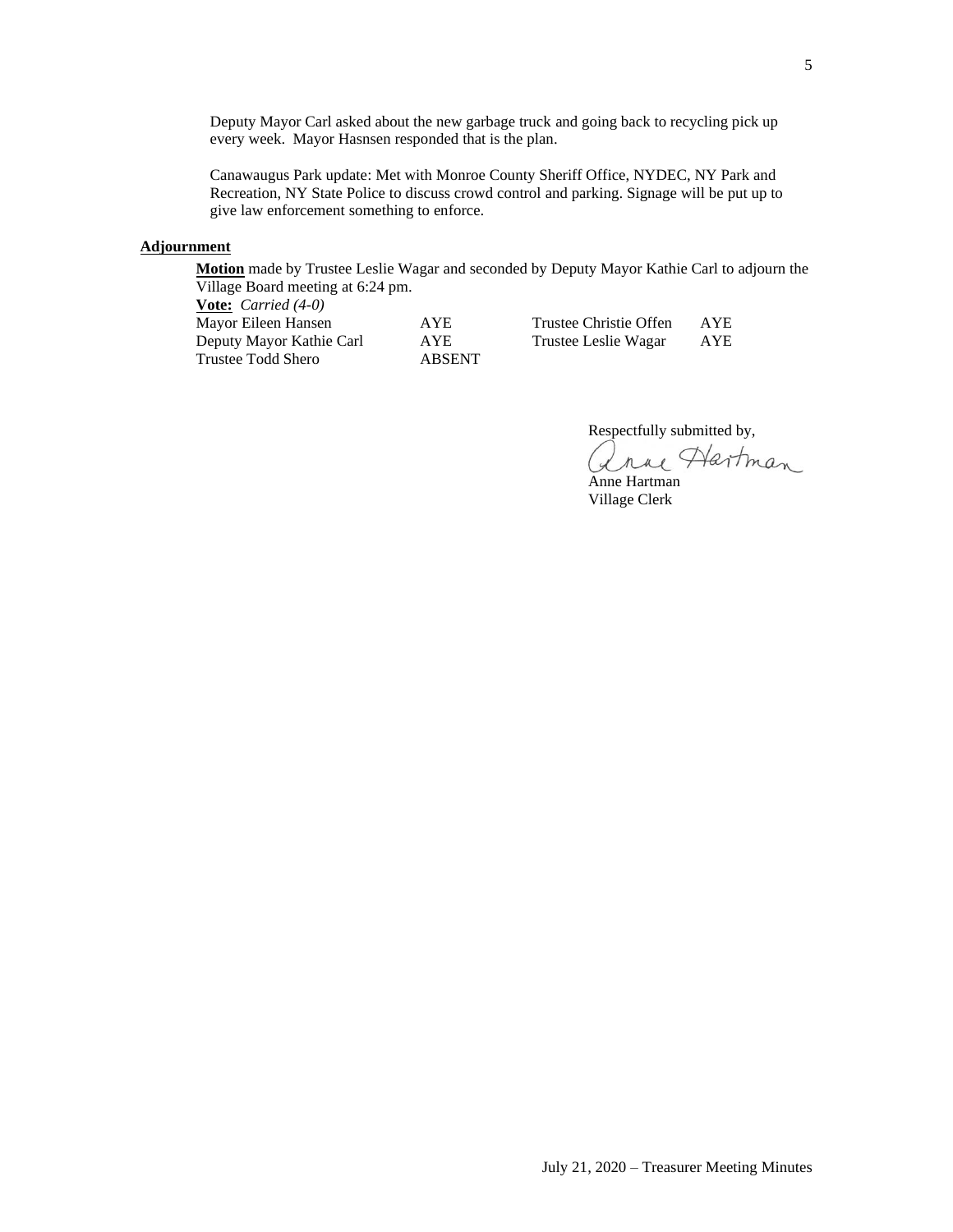Deputy Mayor Carl asked about the new garbage truck and going back to recycling pick up every week. Mayor Hasnsen responded that is the plan.

Canawaugus Park update: Met with Monroe County Sheriff Office, NYDEC, NY Park and Recreation, NY State Police to discuss crowd control and parking. Signage will be put up to give law enforcement something to enforce.

**Adjournment**

**Motion** made by Trustee Leslie Wagar and seconded by Deputy Mayor Kathie Carl to adjourn the Village Board meeting at 6:24 pm.

**Vote:** *Carried (4-0)*

| | | | |
|---|---|---|---|
| Mayor Eileen Hansen | AYE | Trustee Christie Offen | AYE |
| Deputy Mayor Kathie Carl | AYE | Trustee Leslie Wagar | AYE |
| Trustee Todd Shero | ABSENT | | |

Respectfully submitted by,

Anne Hartman

Anne Hartman
Village Clerk

July 21, 2020 – Treasurer Meeting Minutes